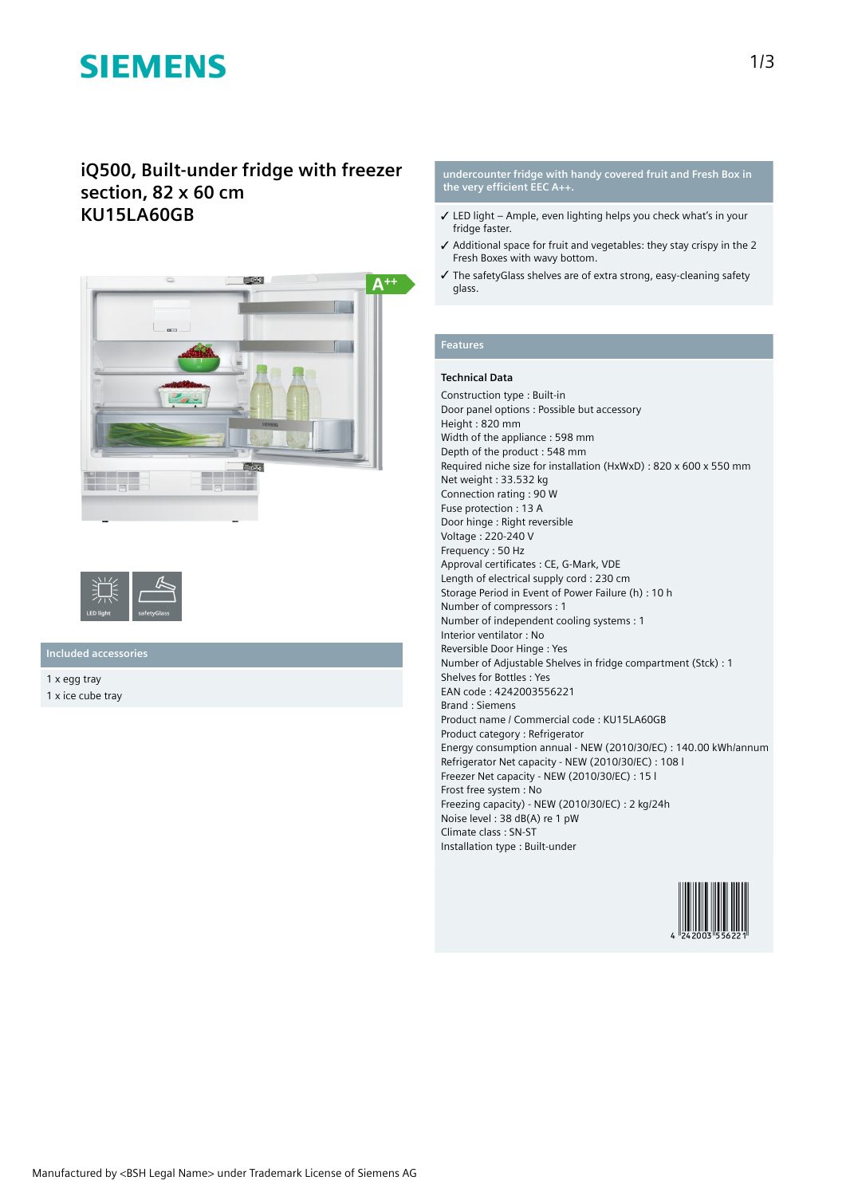SIEMENS

# iQ500, Built-under fridge with freezer section, 82 x 60 cm
# KU15LA60GB

A++

LED light | safetyGlass

## Included accessories

1 x egg tray
1 x ice cube tray

## undercounter fridge with handy covered fruit and Fresh Box in the very efficient EEC A++.

- ✓ LED light – Ample, even lighting helps you check what's in your fridge faster.
- ✓ Additional space for fruit and vegetables: they stay crispy in the 2 Fresh Boxes with wavy bottom.
- ✓ The safetyGlass shelves are of extra strong, easy-cleaning safety glass.

## Features

### Technical Data

Construction type : Built-in
Door panel options : Possible but accessory
Height : 820 mm
Width of the appliance : 598 mm
Depth of the product : 548 mm
Required niche size for installation (HxWxD) : 820 x 600 x 550 mm
Net weight : 33.532 kg
Connection rating : 90 W
Fuse protection : 13 A
Door hinge : Right reversible
Voltage : 220-240 V
Frequency : 50 Hz
Approval certificates : CE, G-Mark, VDE
Length of electrical supply cord : 230 cm
Storage Period in Event of Power Failure (h) : 10 h
Number of compressors : 1
Number of independent cooling systems : 1
Interior ventilator : No
Reversible Door Hinge : Yes
Number of Adjustable Shelves in fridge compartment (Stck) : 1
Shelves for Bottles : Yes
EAN code : 4242003556221
Brand : Siemens
Product name / Commercial code : KU15LA60GB
Product category : Refrigerator
Energy consumption annual - NEW (2010/30/EC) : 140.00 kWh/annum
Refrigerator Net capacity - NEW (2010/30/EC) : 108 l
Freezer Net capacity - NEW (2010/30/EC) : 15 l
Frost free system : No
Freezing capacity) - NEW (2010/30/EC) : 2 kg/24h
Noise level : 38 dB(A) re 1 pW
Climate class : SN-ST
Installation type : Built-under

4 242003 556221

Manufactured by <BSH Legal Name> under Trademark License of Siemens AG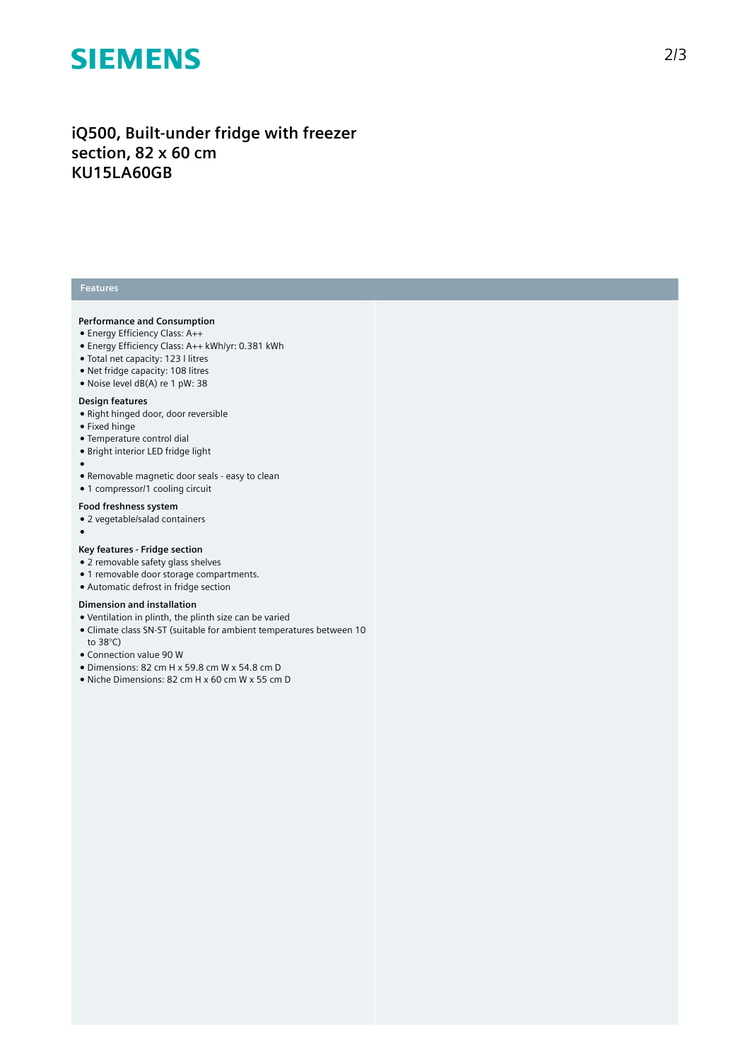**SIEMENS**

# iQ500, Built-under fridge with freezer section, 82 x 60 cm
# KU15LA60GB

## Features

### Performance and Consumption
- Energy Efficiency Class: A++
- Energy Efficiency Class: A++ kWh/yr: 0.381 kWh
- Total net capacity: 123 l litres
- Net fridge capacity: 108 litres
- Noise level dB(A) re 1 pW: 38

### Design features
- Right hinged door, door reversible
- Fixed hinge
- Temperature control dial
- Bright interior LED fridge light
- 
- Removable magnetic door seals - easy to clean
- 1 compressor/1 cooling circuit

### Food freshness system
- 2 vegetable/salad containers
- 

### Key features - Fridge section
- 2 removable safety glass shelves
- 1 removable door storage compartments.
- Automatic defrost in fridge section

### Dimension and installation
- Ventilation in plinth, the plinth size can be varied
- Climate class SN-ST (suitable for ambient temperatures between 10 to 38°C)
- Connection value 90 W
- Dimensions: 82 cm H x 59.8 cm W x 54.8 cm D
- Niche Dimensions: 82 cm H x 60 cm W x 55 cm D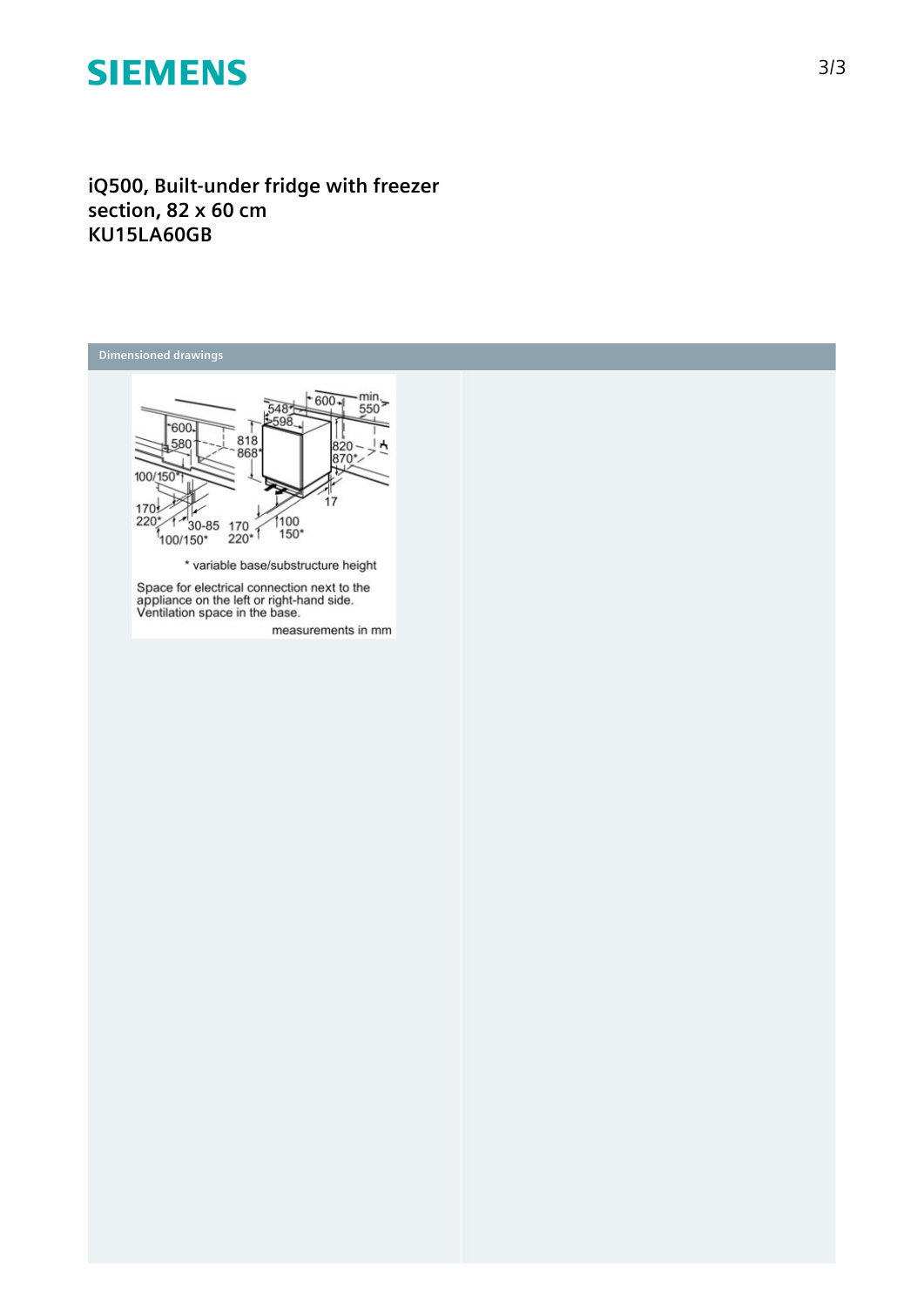# iQ500, Built-under fridge with freezer section, 82 x 60 cm
# KU15LA60GB

## Dimensioned drawings

600
580
100/150*
170
220*
30-85
100/150*
548*
598
818
868*
170
220*
100
150*
600
min. 550
820
870*
17

* variable base/substructure height

Space for electrical connection next to the appliance on the left or right-hand side.
Ventilation space in the base.

measurements in mm